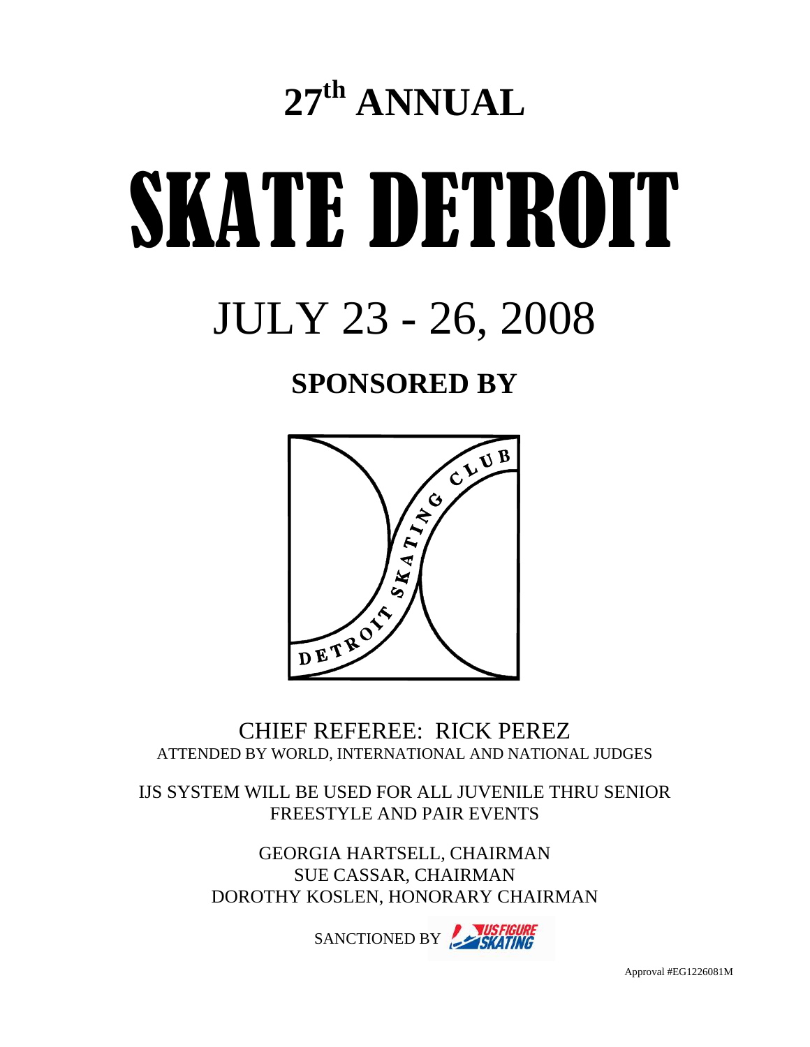# 27th ANNUAL

# SKATE DETROIT

## JULY 23 - 26, 2008

## SPONSORED BY

DETROIT SKATING CLUB

CHIEF REFEREE: RICK PEREZ
ATTENDED BY WORLD, INTERNATIONAL AND NATIONAL JUDGES

IJS SYSTEM WILL BE USED FOR ALL JUVENILE THRU SENIOR FREESTYLE AND PAIR EVENTS

GEORGIA HARTSELL, CHAIRMAN
SUE CASSAR, CHAIRMAN
DOROTHY KOSLEN, HONORARY CHAIRMAN

SANCTIONED BY US FIGURE SKATING

Approval #EG1226081M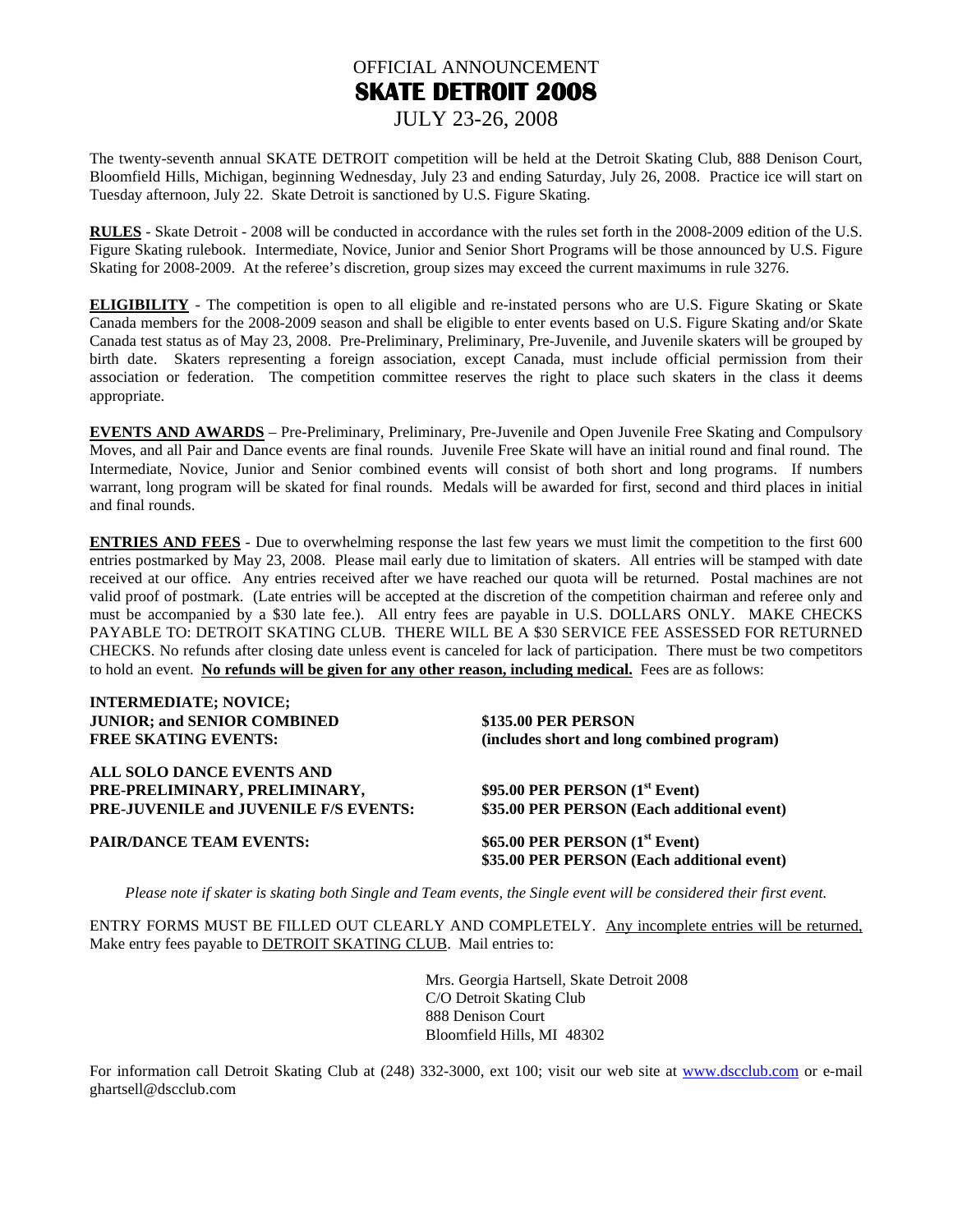# OFFICIAL ANNOUNCEMENT
# SKATE DETROIT 2008
## JULY 23-26, 2008

The twenty-seventh annual SKATE DETROIT competition will be held at the Detroit Skating Club, 888 Denison Court, Bloomfield Hills, Michigan, beginning Wednesday, July 23 and ending Saturday, July 26, 2008. Practice ice will start on Tuesday afternoon, July 22. Skate Detroit is sanctioned by U.S. Figure Skating.

**RULES** - Skate Detroit - 2008 will be conducted in accordance with the rules set forth in the 2008-2009 edition of the U.S. Figure Skating rulebook. Intermediate, Novice, Junior and Senior Short Programs will be those announced by U.S. Figure Skating for 2008-2009. At the referee's discretion, group sizes may exceed the current maximums in rule 3276.

**ELIGIBILITY** - The competition is open to all eligible and re-instated persons who are U.S. Figure Skating or Skate Canada members for the 2008-2009 season and shall be eligible to enter events based on U.S. Figure Skating and/or Skate Canada test status as of May 23, 2008. Pre-Preliminary, Preliminary, Pre-Juvenile, and Juvenile skaters will be grouped by birth date. Skaters representing a foreign association, except Canada, must include official permission from their association or federation. The competition committee reserves the right to place such skaters in the class it deems appropriate.

**EVENTS AND AWARDS** – Pre-Preliminary, Preliminary, Pre-Juvenile and Open Juvenile Free Skating and Compulsory Moves, and all Pair and Dance events are final rounds. Juvenile Free Skate will have an initial round and final round. The Intermediate, Novice, Junior and Senior combined events will consist of both short and long programs. If numbers warrant, long program will be skated for final rounds. Medals will be awarded for first, second and third places in initial and final rounds.

**ENTRIES AND FEES** - Due to overwhelming response the last few years we must limit the competition to the first 600 entries postmarked by May 23, 2008. Please mail early due to limitation of skaters. All entries will be stamped with date received at our office. Any entries received after we have reached our quota will be returned. Postal machines are not valid proof of postmark. (Late entries will be accepted at the discretion of the competition chairman and referee only and must be accompanied by a $30 late fee.). All entry fees are payable in U.S. DOLLARS ONLY. MAKE CHECKS PAYABLE TO: DETROIT SKATING CLUB. THERE WILL BE A $30 SERVICE FEE ASSESSED FOR RETURNED CHECKS. No refunds after closing date unless event is canceled for lack of participation. There must be two competitors to hold an event. **No refunds will be given for any other reason, including medical.** Fees are as follows:

| | |
|---|---|
| **INTERMEDIATE; NOVICE; JUNIOR; and SENIOR COMBINED FREE SKATING EVENTS:** | **$135.00 PER PERSON (includes short and long combined program)** |
| **ALL SOLO DANCE EVENTS AND PRE-PRELIMINARY, PRELIMINARY, PRE-JUVENILE and JUVENILE F/S EVENTS:** | **$95.00 PER PERSON (1st Event)**<br>**$35.00 PER PERSON (Each additional event)** |
| **PAIR/DANCE TEAM EVENTS:** | **$65.00 PER PERSON (1st Event)**<br>**$35.00 PER PERSON (Each additional event)** |

*Please note if skater is skating both Single and Team events, the Single event will be considered their first event.*

ENTRY FORMS MUST BE FILLED OUT CLEARLY AND COMPLETELY. Any incomplete entries will be returned, Make entry fees payable to DETROIT SKATING CLUB. Mail entries to:

Mrs. Georgia Hartsell, Skate Detroit 2008
C/O Detroit Skating Club
888 Denison Court
Bloomfield Hills, MI 48302

For information call Detroit Skating Club at (248) 332-3000, ext 100; visit our web site at www.dscclub.com or e-mail ghartsell@dscclub.com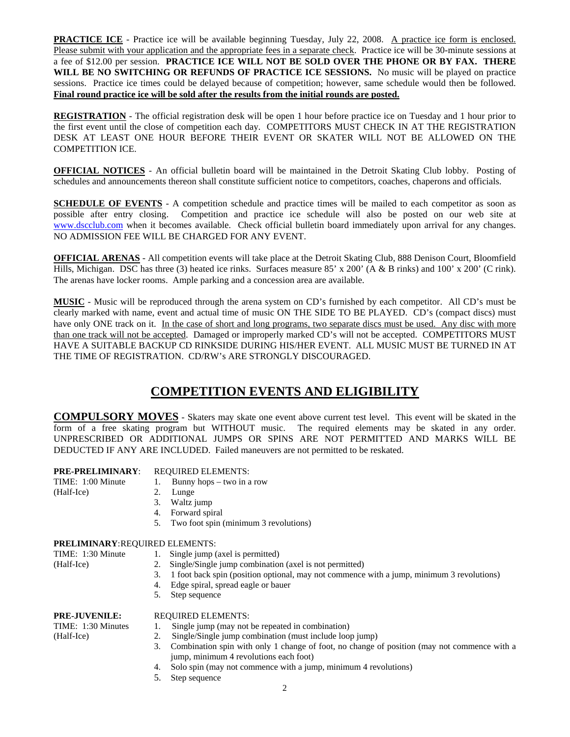**PRACTICE ICE** - Practice ice will be available beginning Tuesday, July 22, 2008. A practice ice form is enclosed. Please submit with your application and the appropriate fees in a separate check. Practice ice will be 30-minute sessions at a fee of $12.00 per session. **PRACTICE ICE WILL NOT BE SOLD OVER THE PHONE OR BY FAX. THERE WILL BE NO SWITCHING OR REFUNDS OF PRACTICE ICE SESSIONS.** No music will be played on practice sessions. Practice ice times could be delayed because of competition; however, same schedule would then be followed. **Final round practice ice will be sold after the results from the initial rounds are posted.**

**REGISTRATION** - The official registration desk will be open 1 hour before practice ice on Tuesday and 1 hour prior to the first event until the close of competition each day. COMPETITORS MUST CHECK IN AT THE REGISTRATION DESK AT LEAST ONE HOUR BEFORE THEIR EVENT OR SKATER WILL NOT BE ALLOWED ON THE COMPETITION ICE.

**OFFICIAL NOTICES** - An official bulletin board will be maintained in the Detroit Skating Club lobby. Posting of schedules and announcements thereon shall constitute sufficient notice to competitors, coaches, chaperons and officials.

**SCHEDULE OF EVENTS** - A competition schedule and practice times will be mailed to each competitor as soon as possible after entry closing. Competition and practice ice schedule will also be posted on our web site at www.dscclub.com when it becomes available. Check official bulletin board immediately upon arrival for any changes. NO ADMISSION FEE WILL BE CHARGED FOR ANY EVENT.

**OFFICIAL ARENAS** - All competition events will take place at the Detroit Skating Club, 888 Denison Court, Bloomfield Hills, Michigan. DSC has three (3) heated ice rinks. Surfaces measure 85' x 200' (A & B rinks) and 100' x 200' (C rink). The arenas have locker rooms. Ample parking and a concession area are available.

**MUSIC** - Music will be reproduced through the arena system on CD's furnished by each competitor. All CD's must be clearly marked with name, event and actual time of music ON THE SIDE TO BE PLAYED. CD's (compact discs) must have only ONE track on it. In the case of short and long programs, two separate discs must be used. Any disc with more than one track will not be accepted. Damaged or improperly marked CD's will not be accepted. COMPETITORS MUST HAVE A SUITABLE BACKUP CD RINKSIDE DURING HIS/HER EVENT. ALL MUSIC MUST BE TURNED IN AT THE TIME OF REGISTRATION. CD/RW's ARE STRONGLY DISCOURAGED.

## COMPETITION EVENTS AND ELIGIBILITY

**COMPULSORY MOVES** - Skaters may skate one event above current test level. This event will be skated in the form of a free skating program but WITHOUT music. The required elements may be skated in any order. UNPRESCRIBED OR ADDITIONAL JUMPS OR SPINS ARE NOT PERMITTED AND MARKS WILL BE DEDUCTED IF ANY ARE INCLUDED. Failed maneuvers are not permitted to be reskated.

**PRE-PRELIMINARY**: REQUIRED ELEMENTS:
TIME: 1:00 Minute
(Half-Ice)

1. Bunny hops – two in a row
2. Lunge
3. Waltz jump
4. Forward spiral
5. Two foot spin (minimum 3 revolutions)

**PRELIMINARY**: REQUIRED ELEMENTS:
TIME: 1:30 Minute
(Half-Ice)

1. Single jump (axel is permitted)
2. Single/Single jump combination (axel is not permitted)
3. 1 foot back spin (position optional, may not commence with a jump, minimum 3 revolutions)
4. Edge spiral, spread eagle or bauer
5. Step sequence

**PRE-JUVENILE:** REQUIRED ELEMENTS:
TIME: 1:30 Minutes
(Half-Ice)

1. Single jump (may not be repeated in combination)
2. Single/Single jump combination (must include loop jump)
3. Combination spin with only 1 change of foot, no change of position (may not commence with a jump, minimum 4 revolutions each foot)
4. Solo spin (may not commence with a jump, minimum 4 revolutions)
5. Step sequence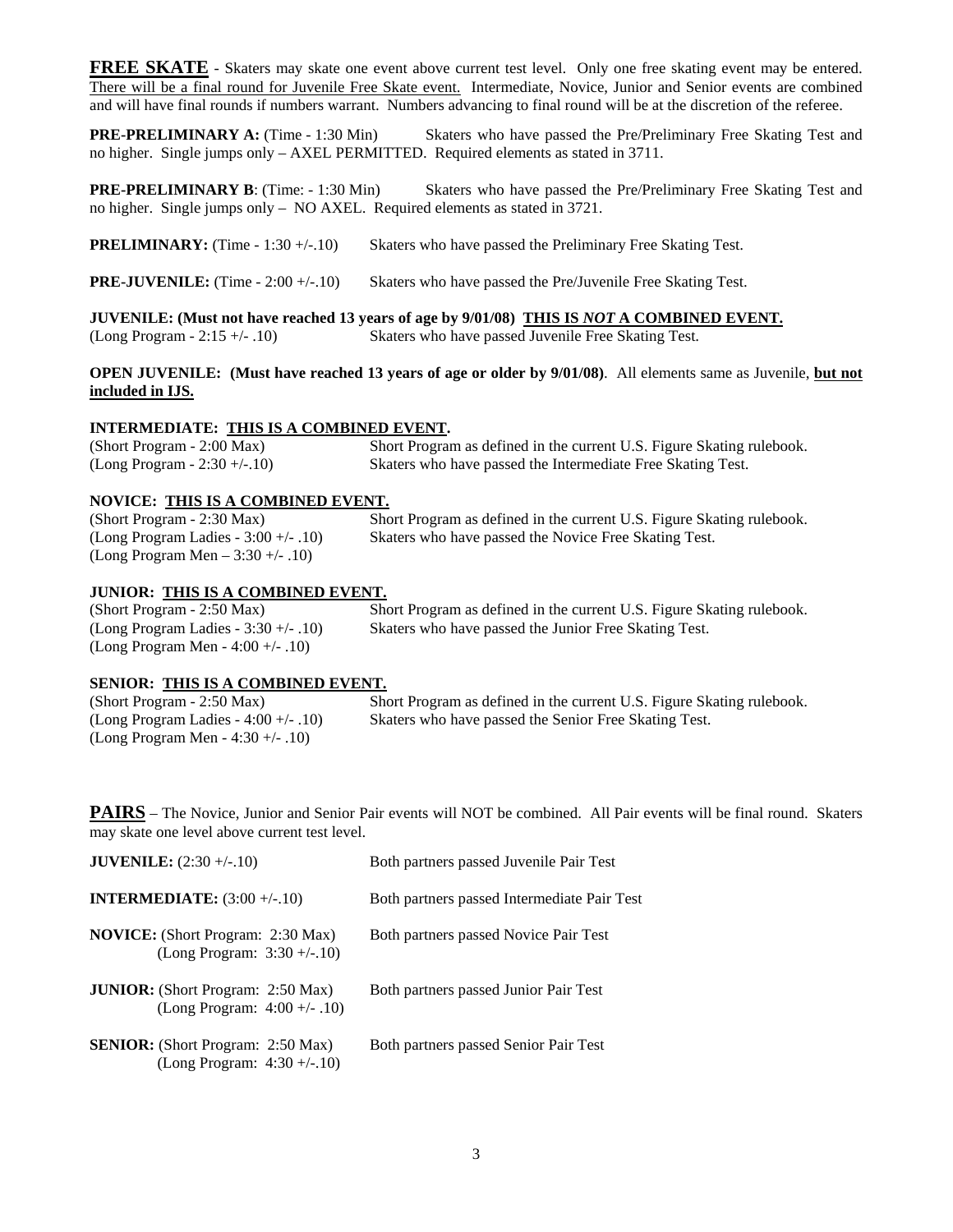**FREE SKATE** - Skaters may skate one event above current test level. Only one free skating event may be entered. There will be a final round for Juvenile Free Skate event. Intermediate, Novice, Junior and Senior events are combined and will have final rounds if numbers warrant. Numbers advancing to final round will be at the discretion of the referee.

**PRE-PRELIMINARY A:** (Time - 1:30 Min) Skaters who have passed the Pre/Preliminary Free Skating Test and no higher. Single jumps only – AXEL PERMITTED. Required elements as stated in 3711.

**PRE-PRELIMINARY B**: (Time: - 1:30 Min) Skaters who have passed the Pre/Preliminary Free Skating Test and no higher. Single jumps only – NO AXEL. Required elements as stated in 3721.

**PRELIMINARY:** (Time - 1:30 +/-.10) Skaters who have passed the Preliminary Free Skating Test.

**PRE-JUVENILE:** (Time - 2:00 +/-.10) Skaters who have passed the Pre/Juvenile Free Skating Test.

**JUVENILE: (Must not have reached 13 years of age by 9/01/08) THIS IS *NOT* A COMBINED EVENT.**
(Long Program - 2:15 +/- .10) Skaters who have passed Juvenile Free Skating Test.

**OPEN JUVENILE: (Must have reached 13 years of age or older by 9/01/08)**. All elements same as Juvenile, **but not included in IJS.**

**INTERMEDIATE: THIS IS A COMBINED EVENT.**
(Short Program - 2:00 Max) Short Program as defined in the current U.S. Figure Skating rulebook.
(Long Program - 2:30 +/-.10) Skaters who have passed the Intermediate Free Skating Test.

**NOVICE: THIS IS A COMBINED EVENT.**
(Short Program - 2:30 Max) Short Program as defined in the current U.S. Figure Skating rulebook.
(Long Program Ladies - 3:00 +/- .10) Skaters who have passed the Novice Free Skating Test.
(Long Program Men – 3:30 +/- .10)

**JUNIOR: THIS IS A COMBINED EVENT.**
(Short Program - 2:50 Max) Short Program as defined in the current U.S. Figure Skating rulebook.
(Long Program Ladies - 3:30 +/- .10) Skaters who have passed the Junior Free Skating Test.
(Long Program Men - 4:00 +/- .10)

**SENIOR: THIS IS A COMBINED EVENT.**
(Short Program - 2:50 Max) Short Program as defined in the current U.S. Figure Skating rulebook.
(Long Program Ladies - 4:00 +/- .10) Skaters who have passed the Senior Free Skating Test.
(Long Program Men - 4:30 +/- .10)

**PAIRS** – The Novice, Junior and Senior Pair events will NOT be combined. All Pair events will be final round. Skaters may skate one level above current test level.

**JUVENILE:** (2:30 +/-.10) Both partners passed Juvenile Pair Test

**INTERMEDIATE:** (3:00 +/-.10) Both partners passed Intermediate Pair Test

**NOVICE:** (Short Program: 2:30 Max) (Long Program: 3:30 +/-.10) Both partners passed Novice Pair Test

**JUNIOR:** (Short Program: 2:50 Max) (Long Program: 4:00 +/- .10) Both partners passed Junior Pair Test

**SENIOR:** (Short Program: 2:50 Max) (Long Program: 4:30 +/-.10) Both partners passed Senior Pair Test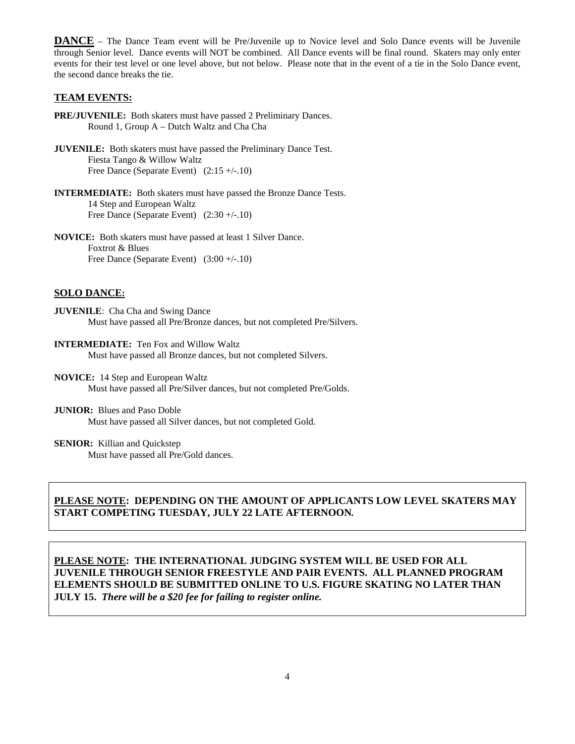**DANCE** – The Dance Team event will be Pre/Juvenile up to Novice level and Solo Dance events will be Juvenile through Senior level. Dance events will NOT be combined. All Dance events will be final round. Skaters may only enter events for their test level or one level above, but not below. Please note that in the event of a tie in the Solo Dance event, the second dance breaks the tie.

## TEAM EVENTS:

**PRE/JUVENILE:** Both skaters must have passed 2 Preliminary Dances.
Round 1, Group A – Dutch Waltz and Cha Cha

**JUVENILE:** Both skaters must have passed the Preliminary Dance Test.
Fiesta Tango & Willow Waltz
Free Dance (Separate Event) (2:15 +/-.10)

**INTERMEDIATE:** Both skaters must have passed the Bronze Dance Tests.
14 Step and European Waltz
Free Dance (Separate Event) (2:30 +/-.10)

**NOVICE:** Both skaters must have passed at least 1 Silver Dance.
Foxtrot & Blues
Free Dance (Separate Event) (3:00 +/-.10)

## SOLO DANCE:

**JUVENILE**: Cha Cha and Swing Dance
Must have passed all Pre/Bronze dances, but not completed Pre/Silvers.

**INTERMEDIATE:** Ten Fox and Willow Waltz
Must have passed all Bronze dances, but not completed Silvers.

**NOVICE:** 14 Step and European Waltz
Must have passed all Pre/Silver dances, but not completed Pre/Golds.

**JUNIOR:** Blues and Paso Doble
Must have passed all Silver dances, but not completed Gold.

**SENIOR:** Killian and Quickstep
Must have passed all Pre/Gold dances.

**PLEASE NOTE: DEPENDING ON THE AMOUNT OF APPLICANTS LOW LEVEL SKATERS MAY START COMPETING TUESDAY, JULY 22 LATE AFTERNOON.**

**PLEASE NOTE: THE INTERNATIONAL JUDGING SYSTEM WILL BE USED FOR ALL JUVENILE THROUGH SENIOR FREESTYLE AND PAIR EVENTS. ALL PLANNED PROGRAM ELEMENTS SHOULD BE SUBMITTED ONLINE TO U.S. FIGURE SKATING NO LATER THAN JULY 15.** ***There will be a $20 fee for failing to register online.***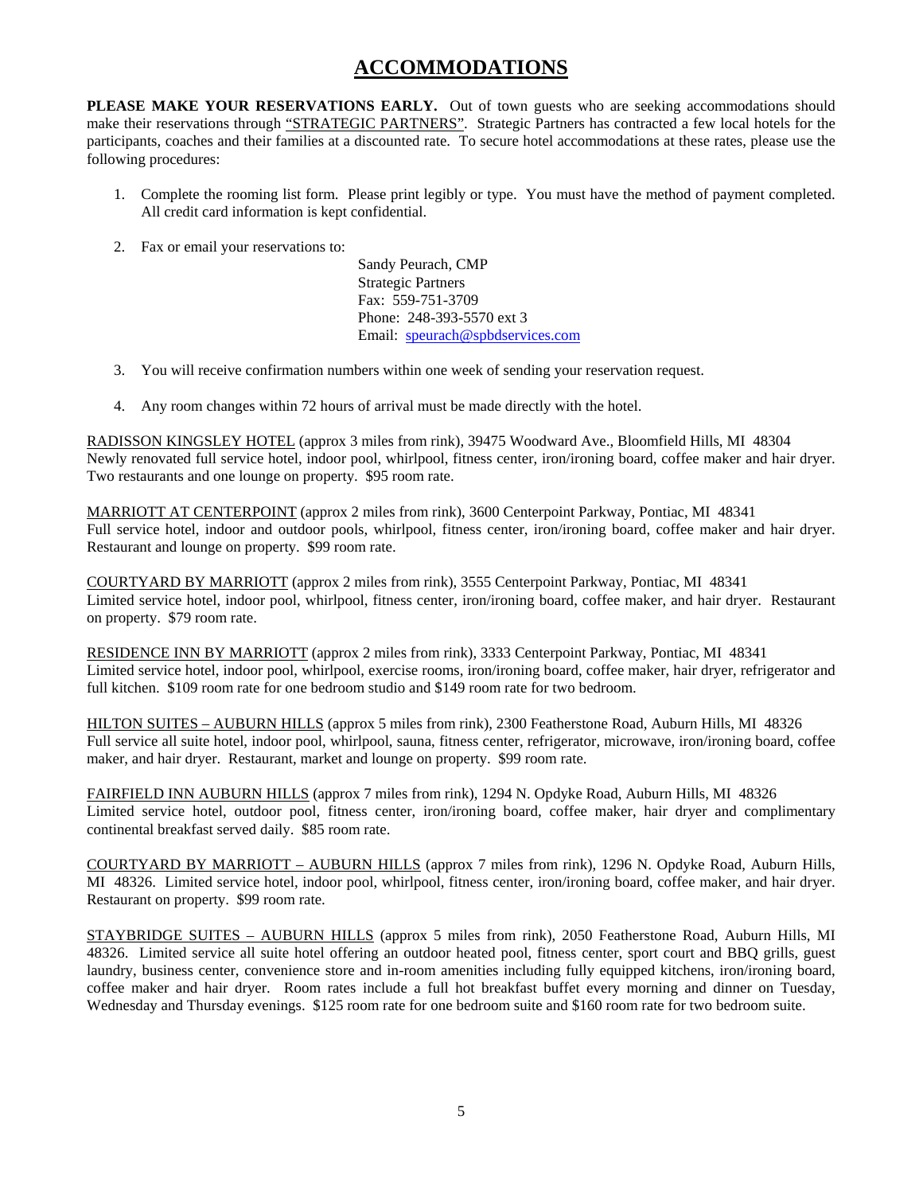# ACCOMMODATIONS

**PLEASE MAKE YOUR RESERVATIONS EARLY.** Out of town guests who are seeking accommodations should make their reservations through "STRATEGIC PARTNERS". Strategic Partners has contracted a few local hotels for the participants, coaches and their families at a discounted rate. To secure hotel accommodations at these rates, please use the following procedures:

1. Complete the rooming list form. Please print legibly or type. You must have the method of payment completed. All credit card information is kept confidential.

2. Fax or email your reservations to:

   Sandy Peurach, CMP
   Strategic Partners
   Fax: 559-751-3709
   Phone: 248-393-5570 ext 3
   Email: speurach@spbdservices.com

3. You will receive confirmation numbers within one week of sending your reservation request.

4. Any room changes within 72 hours of arrival must be made directly with the hotel.

RADISSON KINGSLEY HOTEL (approx 3 miles from rink), 39475 Woodward Ave., Bloomfield Hills, MI 48304
Newly renovated full service hotel, indoor pool, whirlpool, fitness center, iron/ironing board, coffee maker and hair dryer. Two restaurants and one lounge on property. $95 room rate.

MARRIOTT AT CENTERPOINT (approx 2 miles from rink), 3600 Centerpoint Parkway, Pontiac, MI 48341
Full service hotel, indoor and outdoor pools, whirlpool, fitness center, iron/ironing board, coffee maker and hair dryer. Restaurant and lounge on property. $99 room rate.

COURTYARD BY MARRIOTT (approx 2 miles from rink), 3555 Centerpoint Parkway, Pontiac, MI 48341
Limited service hotel, indoor pool, whirlpool, fitness center, iron/ironing board, coffee maker, and hair dryer. Restaurant on property. $79 room rate.

RESIDENCE INN BY MARRIOTT (approx 2 miles from rink), 3333 Centerpoint Parkway, Pontiac, MI 48341
Limited service hotel, indoor pool, whirlpool, exercise rooms, iron/ironing board, coffee maker, hair dryer, refrigerator and full kitchen. $109 room rate for one bedroom studio and $149 room rate for two bedroom.

HILTON SUITES – AUBURN HILLS (approx 5 miles from rink), 2300 Featherstone Road, Auburn Hills, MI 48326
Full service all suite hotel, indoor pool, whirlpool, sauna, fitness center, refrigerator, microwave, iron/ironing board, coffee maker, and hair dryer. Restaurant, market and lounge on property. $99 room rate.

FAIRFIELD INN AUBURN HILLS (approx 7 miles from rink), 1294 N. Opdyke Road, Auburn Hills, MI 48326
Limited service hotel, outdoor pool, fitness center, iron/ironing board, coffee maker, hair dryer and complimentary continental breakfast served daily. $85 room rate.

COURTYARD BY MARRIOTT – AUBURN HILLS (approx 7 miles from rink), 1296 N. Opdyke Road, Auburn Hills, MI 48326. Limited service hotel, indoor pool, whirlpool, fitness center, iron/ironing board, coffee maker, and hair dryer. Restaurant on property. $99 room rate.

STAYBRIDGE SUITES – AUBURN HILLS (approx 5 miles from rink), 2050 Featherstone Road, Auburn Hills, MI 48326. Limited service all suite hotel offering an outdoor heated pool, fitness center, sport court and BBQ grills, guest laundry, business center, convenience store and in-room amenities including fully equipped kitchens, iron/ironing board, coffee maker and hair dryer. Room rates include a full hot breakfast buffet every morning and dinner on Tuesday, Wednesday and Thursday evenings. $125 room rate for one bedroom suite and $160 room rate for two bedroom suite.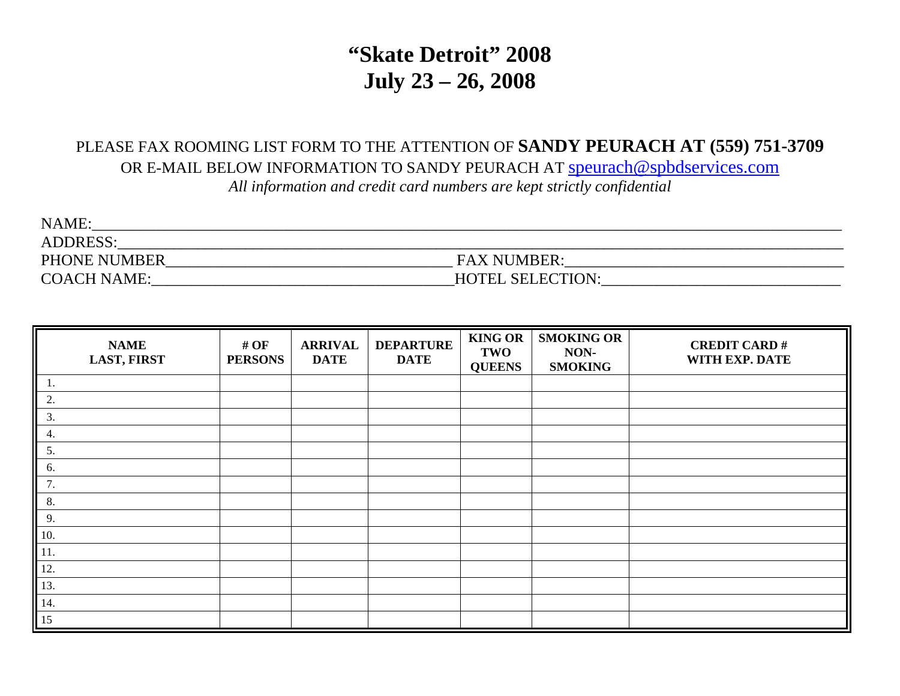# "Skate Detroit" 2008
# July 23 – 26, 2008

PLEASE FAX ROOMING LIST FORM TO THE ATTENTION OF **SANDY PEURACH AT (559) 751-3709**
OR E-MAIL BELOW INFORMATION TO SANDY PEURACH AT speurach@spbdservices.com
*All information and credit card numbers are kept strictly confidential*

NAME:___________________________________________________________________________________________
ADDRESS:________________________________________________________________________________________
PHONE NUMBER_____________________________________ FAX NUMBER:___________________________________
COACH NAME:_____________________________________HOTEL SELECTION:______________________________

| NAME LAST, FIRST | # OF PERSONS | ARRIVAL DATE | DEPARTURE DATE | KING OR TWO QUEENS | SMOKING OR NON-SMOKING | CREDIT CARD # WITH EXP. DATE |
|---|---|---|---|---|---|---|
| 1. | | | | | | |
| 2. | | | | | | |
| 3. | | | | | | |
| 4. | | | | | | |
| 5. | | | | | | |
| 6. | | | | | | |
| 7. | | | | | | |
| 8. | | | | | | |
| 9. | | | | | | |
| 10. | | | | | | |
| 11. | | | | | | |
| 12. | | | | | | |
| 13. | | | | | | |
| 14. | | | | | | |
| 15 | | | | | | |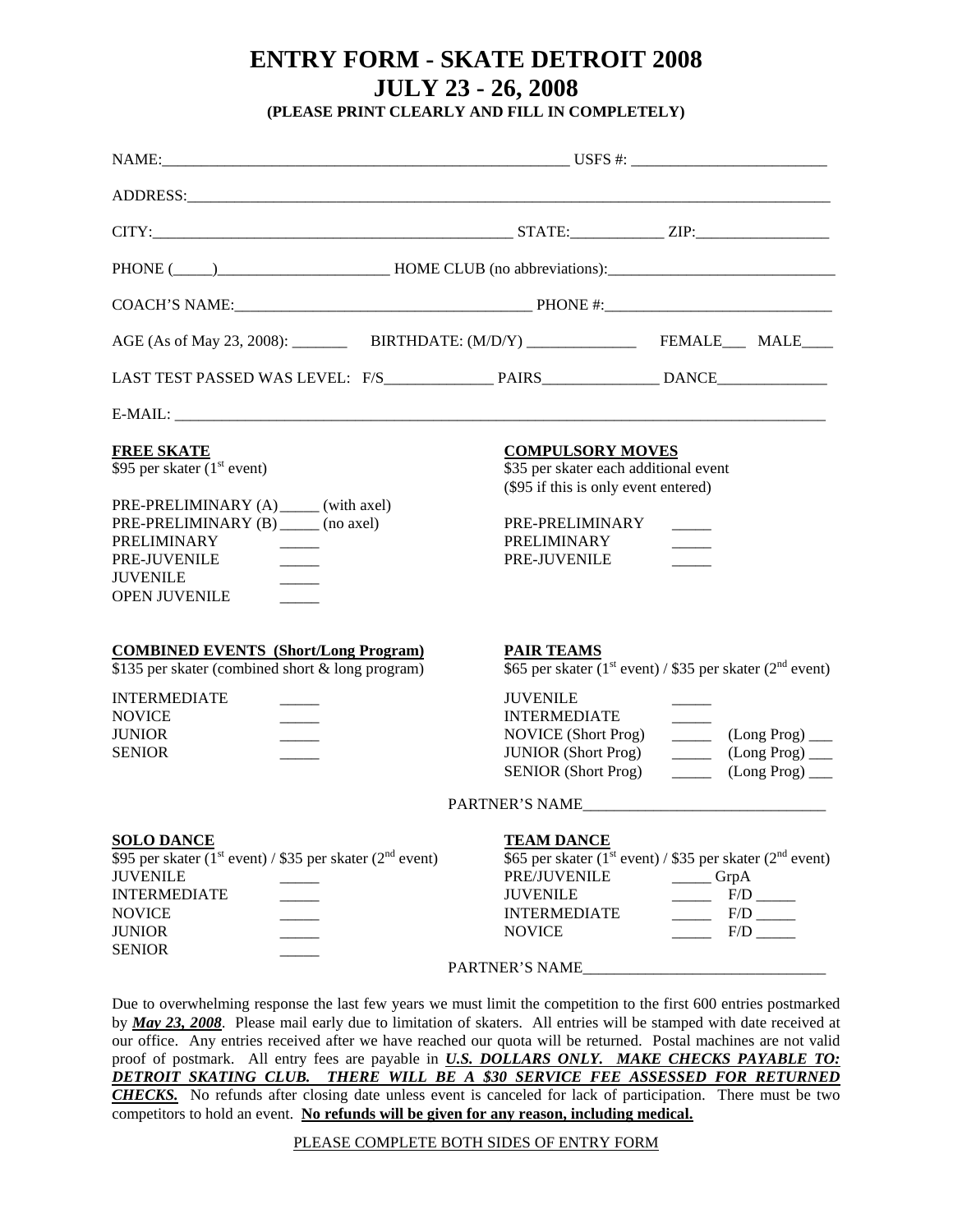# ENTRY FORM - SKATE DETROIT 2008

# JULY 23 - 26, 2008

**(PLEASE PRINT CLEARLY AND FILL IN COMPLETELY)**

NAME:___________________________________________________ USFS #: ________________________

ADDRESS:_____________________________________________________________________________

CITY:____________________________________________ STATE:___________ ZIP:________________

PHONE (_____)_____________________ HOME CLUB (no abbreviations):____________________________

COACH'S NAME:_____________________________________ PHONE #:____________________________

AGE (As of May 23, 2008): _______ BIRTHDATE: (M/D/Y) ______________ FEMALE___ MALE____

LAST TEST PASSED WAS LEVEL: F/S_____________ PAIRS______________ DANCE_____________

E-MAIL: ______________________________________________________________________________

**FREE SKATE**

$95 per skater (1st event)

PRE-PRELIMINARY (A) _____ (with axel)
PRE-PRELIMINARY (B) _____ (no axel)
PRELIMINARY _____
PRE-JUVENILE _____
JUVENILE _____
OPEN JUVENILE _____

**COMPULSORY MOVES**

$35 per skater each additional event
($95 if this is only event entered)

PRE-PRELIMINARY _____
PRELIMINARY _____
PRE-JUVENILE _____

**COMBINED EVENTS (Short/Long Program)**

$135 per skater (combined short & long program)

INTERMEDIATE _____
NOVICE _____
JUNIOR _____
SENIOR _____

**PAIR TEAMS**

$65 per skater (1st event) / $35 per skater (2nd event)

JUVENILE _____
INTERMEDIATE _____
NOVICE (Short Prog) _____ (Long Prog) ___
JUNIOR (Short Prog) _____ (Long Prog) ___
SENIOR (Short Prog) _____ (Long Prog) ___

PARTNER'S NAME______________________________

**SOLO DANCE**

$95 per skater (1st event) / $35 per skater (2nd event)

JUVENILE _____
INTERMEDIATE _____
NOVICE _____
JUNIOR _____
SENIOR _____

**TEAM DANCE**

$65 per skater (1st event) / $35 per skater (2nd event)

PRE/JUVENILE _____ GrpA
JUVENILE _____ F/D _____
INTERMEDIATE _____ F/D _____
NOVICE _____ F/D _____

PARTNER'S NAME______________________________

Due to overwhelming response the last few years we must limit the competition to the first 600 entries postmarked by ***May 23, 2008***. Please mail early due to limitation of skaters. All entries will be stamped with date received at our office. Any entries received after we have reached our quota will be returned. Postal machines are not valid proof of postmark. All entry fees are payable in ***U.S. DOLLARS ONLY. MAKE CHECKS PAYABLE TO: DETROIT SKATING CLUB. THERE WILL BE A $30 SERVICE FEE ASSESSED FOR RETURNED CHECKS.*** No refunds after closing date unless event is canceled for lack of participation. There must be two competitors to hold an event. **No refunds will be given for any reason, including medical.**

PLEASE COMPLETE BOTH SIDES OF ENTRY FORM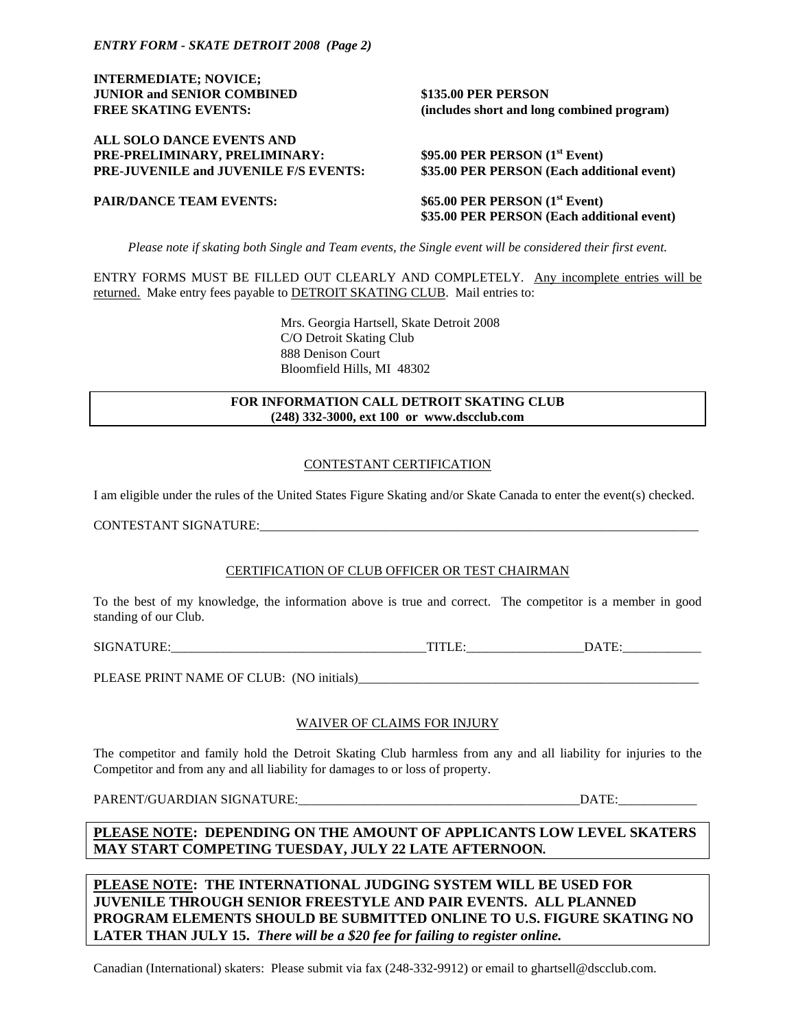*ENTRY FORM - SKATE DETROIT 2008 (Page 2)*

| | |
|---|---|
| **INTERMEDIATE; NOVICE; JUNIOR and SENIOR COMBINED FREE SKATING EVENTS:** | **$135.00 PER PERSON (includes short and long combined program)** |
| **ALL SOLO DANCE EVENTS AND PRE-PRELIMINARY, PRELIMINARY: PRE-JUVENILE and JUVENILE F/S EVENTS:** | **$95.00 PER PERSON (1st Event) $35.00 PER PERSON (Each additional event)** |
| **PAIR/DANCE TEAM EVENTS:** | **$65.00 PER PERSON (1st Event) $35.00 PER PERSON (Each additional event)** |

*Please note if skating both Single and Team events, the Single event will be considered their first event.*

ENTRY FORMS MUST BE FILLED OUT CLEARLY AND COMPLETELY. Any incomplete entries will be returned. Make entry fees payable to DETROIT SKATING CLUB. Mail entries to:

Mrs. Georgia Hartsell, Skate Detroit 2008
C/O Detroit Skating Club
888 Denison Court
Bloomfield Hills, MI 48302

**FOR INFORMATION CALL DETROIT SKATING CLUB**
**(248) 332-3000, ext 100 or www.dscclub.com**

## CONTESTANT CERTIFICATION

I am eligible under the rules of the United States Figure Skating and/or Skate Canada to enter the event(s) checked.

CONTESTANT SIGNATURE:_______________________________________________________________________

## CERTIFICATION OF CLUB OFFICER OR TEST CHAIRMAN

To the best of my knowledge, the information above is true and correct. The competitor is a member in good standing of our Club.

SIGNATURE:________________________________________TITLE:__________________DATE:____________

PLEASE PRINT NAME OF CLUB: (NO initials)________________________________________________________

## WAIVER OF CLAIMS FOR INJURY

The competitor and family hold the Detroit Skating Club harmless from any and all liability for injuries to the Competitor and from any and all liability for damages to or loss of property.

PARENT/GUARDIAN SIGNATURE:____________________________________________DATE:____________

**PLEASE NOTE: DEPENDING ON THE AMOUNT OF APPLICANTS LOW LEVEL SKATERS MAY START COMPETING TUESDAY, JULY 22 LATE AFTERNOON.**

**PLEASE NOTE: THE INTERNATIONAL JUDGING SYSTEM WILL BE USED FOR JUVENILE THROUGH SENIOR FREESTYLE AND PAIR EVENTS. ALL PLANNED PROGRAM ELEMENTS SHOULD BE SUBMITTED ONLINE TO U.S. FIGURE SKATING NO LATER THAN JULY 15. *There will be a $20 fee for failing to register online.***

Canadian (International) skaters: Please submit via fax (248-332-9912) or email to ghartsell@dscclub.com.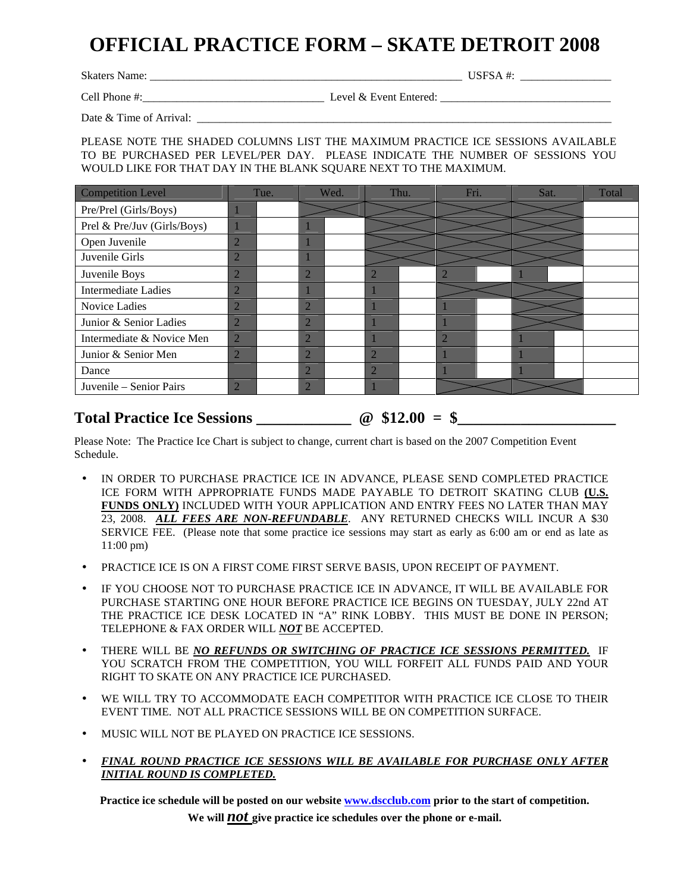# OFFICIAL PRACTICE FORM – SKATE DETROIT 2008

Skaters Name: _______________________________________________________ USFSA #: ________________

Cell Phone #:_______________________________ Level & Event Entered: ______________________________

Date & Time of Arrival: ___________________________________________________________________________

PLEASE NOTE THE SHADED COLUMNS LIST THE MAXIMUM PRACTICE ICE SESSIONS AVAILABLE TO BE PURCHASED PER LEVEL/PER DAY. PLEASE INDICATE THE NUMBER OF SESSIONS YOU WOULD LIKE FOR THAT DAY IN THE BLANK SQUARE NEXT TO THE MAXIMUM.

| Competition Level | Tue. | | Wed. | | Thu. | | Fri. | | Sat. | | Total |
|---|---|---|---|---|---|---|---|---|---|---|---|
| Pre/Prel (Girls/Boys) | 1 | | | | | | | | | | |
| Prel & Pre/Juv (Girls/Boys) | 1 | | 1 | | | | | | | | |
| Open Juvenile | 2 | | 1 | | | | | | | | |
| Juvenile Girls | 2 | | 1 | | | | | | | | |
| Juvenile Boys | 2 | | 2 | | 2 | | 2 | | 1 | | |
| Intermediate Ladies | 2 | | 1 | | 1 | | | | | | |
| Novice Ladies | 2 | | 2 | | 1 | | 1 | | | | |
| Junior & Senior Ladies | 2 | | 2 | | 1 | | 1 | | | | |
| Intermediate & Novice Men | 2 | | 2 | | 1 | | 2 | | 1 | | |
| Junior & Senior Men | 2 | | 2 | | 2 | | 1 | | 1 | | |
| Dance | | | 2 | | 2 | | 1 | | 1 | | |
| Juvenile – Senior Pairs | 2 | | 2 | | 1 | | | | | | |

## Total Practice Ice Sessions ____________ @ $12.00 = $____________________

Please Note: The Practice Ice Chart is subject to change, current chart is based on the 2007 Competition Event Schedule.

- IN ORDER TO PURCHASE PRACTICE ICE IN ADVANCE, PLEASE SEND COMPLETED PRACTICE ICE FORM WITH APPROPRIATE FUNDS MADE PAYABLE TO DETROIT SKATING CLUB **(U.S. FUNDS ONLY)** INCLUDED WITH YOUR APPLICATION AND ENTRY FEES NO LATER THAN MAY 23, 2008. ***ALL FEES ARE NON-REFUNDABLE***. ANY RETURNED CHECKS WILL INCUR A $30 SERVICE FEE. (Please note that some practice ice sessions may start as early as 6:00 am or end as late as 11:00 pm)
- PRACTICE ICE IS ON A FIRST COME FIRST SERVE BASIS, UPON RECEIPT OF PAYMENT.
- IF YOU CHOOSE NOT TO PURCHASE PRACTICE ICE IN ADVANCE, IT WILL BE AVAILABLE FOR PURCHASE STARTING ONE HOUR BEFORE PRACTICE ICE BEGINS ON TUESDAY, JULY 22nd AT THE PRACTICE ICE DESK LOCATED IN "A" RINK LOBBY. THIS MUST BE DONE IN PERSON; TELEPHONE & FAX ORDER WILL ***NOT*** BE ACCEPTED.
- THERE WILL BE ***NO REFUNDS OR SWITCHING OF PRACTICE ICE SESSIONS PERMITTED.*** IF YOU SCRATCH FROM THE COMPETITION, YOU WILL FORFEIT ALL FUNDS PAID AND YOUR RIGHT TO SKATE ON ANY PRACTICE ICE PURCHASED.
- WE WILL TRY TO ACCOMMODATE EACH COMPETITOR WITH PRACTICE ICE CLOSE TO THEIR EVENT TIME. NOT ALL PRACTICE SESSIONS WILL BE ON COMPETITION SURFACE.
- MUSIC WILL NOT BE PLAYED ON PRACTICE ICE SESSIONS.
- ***FINAL ROUND PRACTICE ICE SESSIONS WILL BE AVAILABLE FOR PURCHASE ONLY AFTER INITIAL ROUND IS COMPLETED.***

**Practice ice schedule will be posted on our website www.dscclub.com prior to the start of competition.**

**We will *not* give practice ice schedules over the phone or e-mail.**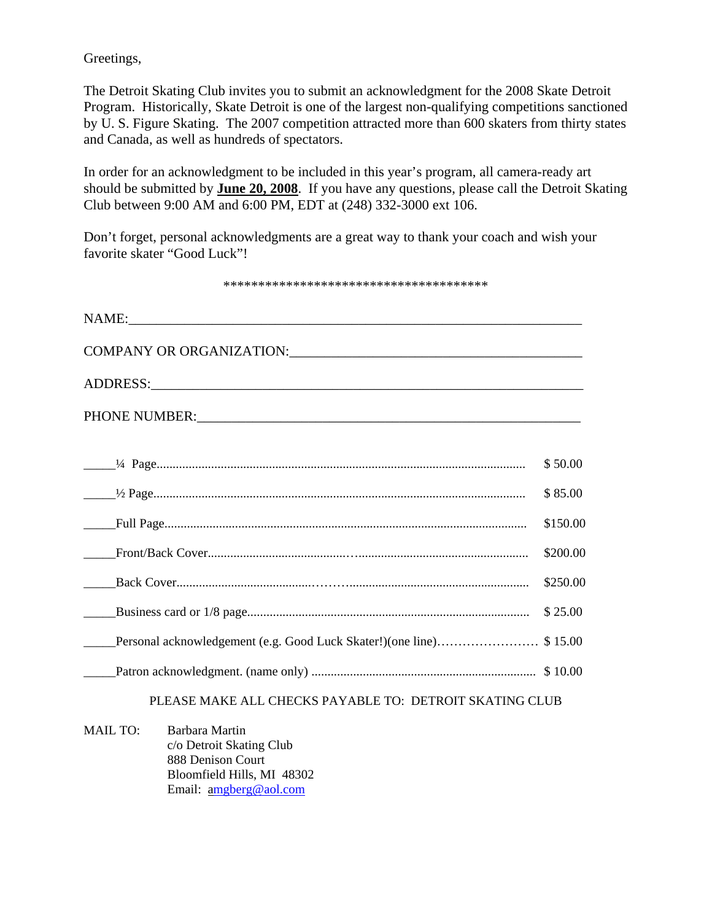Greetings,

The Detroit Skating Club invites you to submit an acknowledgment for the 2008 Skate Detroit Program. Historically, Skate Detroit is one of the largest non-qualifying competitions sanctioned by U. S. Figure Skating. The 2007 competition attracted more than 600 skaters from thirty states and Canada, as well as hundreds of spectators.

In order for an acknowledgment to be included in this year's program, all camera-ready art should be submitted by **June 20, 2008**. If you have any questions, please call the Detroit Skating Club between 9:00 AM and 6:00 PM, EDT at (248) 332-3000 ext 106.

Don't forget, personal acknowledgments are a great way to thank your coach and wish your favorite skater "Good Luck"!

**************************************

NAME:_______________________________________________________________

COMPANY OR ORGANIZATION:__________________________________________

ADDRESS:____________________________________________________________

PHONE NUMBER:______________________________________________________

_____¼ Page........................................................................................................ $ 50.00

_____½ Page........................................................................................................ $ 85.00

_____Full Page...................................................................................................... $150.00

_____Front/Back Cover......................................................................................... $200.00

_____Back Cover.................................................................................................. $250.00

_____Business card or 1/8 page............................................................................ $ 25.00

_____Personal acknowledgement (e.g. Good Luck Skater!)(one line)…………………… $ 15.00

_____Patron acknowledgment. (name only) .......................................................... $ 10.00

PLEASE MAKE ALL CHECKS PAYABLE TO: DETROIT SKATING CLUB

MAIL TO: Barbara Martin
c/o Detroit Skating Club
888 Denison Court
Bloomfield Hills, MI 48302
Email: amgberg@aol.com